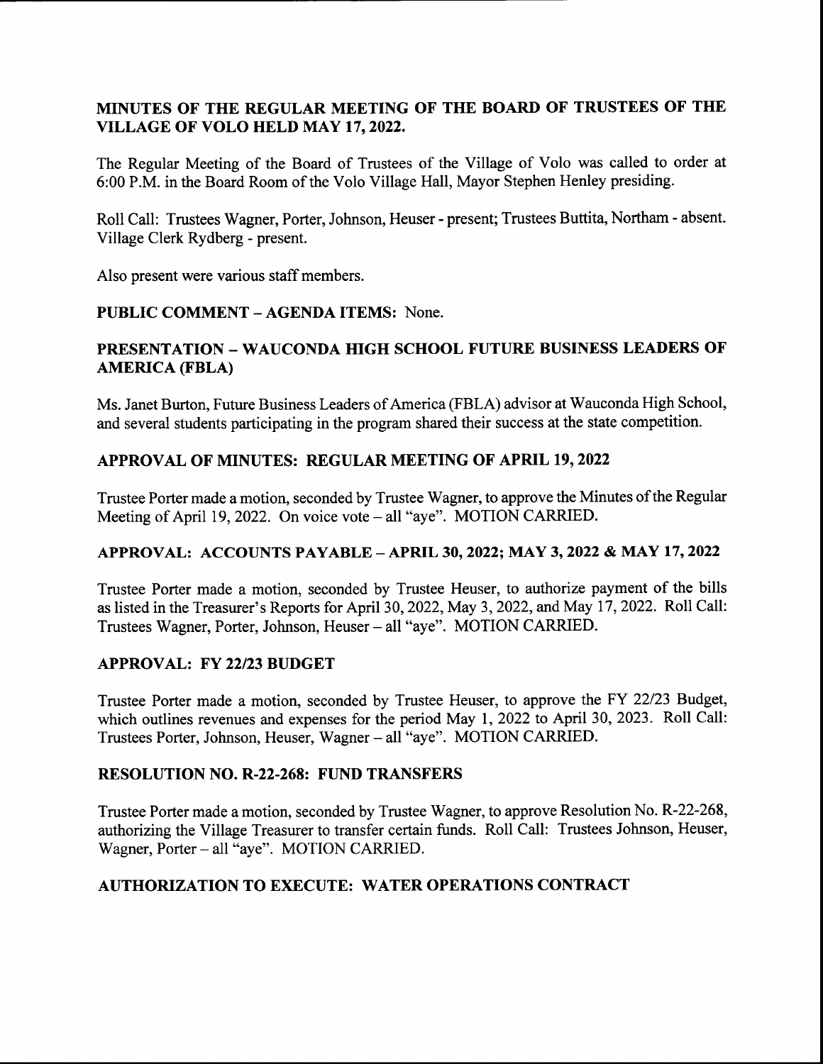# MINUTES OF THE REGULAR MEETING OF THE BOARD OF TRUSTEES OF THE VILLAGE OF VOLO HELD MAY 17, 2022.

The Regular Meeting of the Board of Trustees of the Village of Volo was called to order at 6:00 P.M. in the Board Room of the Volo Village Hall, Mayor Stephen Henley presiding.

Roll Call: Trustees Wagner, Porter, Johnson, Heuser - present; Trustees Buttita, Northam - absent. Village Clerk Rydberg - present.

Also present were various staff members.

**PUBLIC COMMENT – AGENDA ITEMS:** None.

## PRESENTATION – WAUCONDA HIGH SCHOOL FUTURE BUSINESS LEADERS OF AMERICA (FBLA)

Ms. Janet Burton, Future Business Leaders of America (FBLA) advisor at Wauconda High School, and several students participating in the program shared their success at the state competition.

## APPROVAL OF MINUTES: REGULAR MEETING OF APRIL 19, 2022

Trustee Porter made a motion, seconded by Trustee Wagner, to approve the Minutes of the Regular Meeting of April 19, 2022. On voice vote – all "aye". MOTION CARRIED.

## APPROVAL: ACCOUNTS PAYABLE – APRIL 30, 2022; MAY 3, 2022 & MAY 17, 2022

Trustee Porter made a motion, seconded by Trustee Heuser, to authorize payment of the bills as listed in the Treasurer's Reports for April 30, 2022, May 3, 2022, and May 17, 2022. Roll Call: Trustees Wagner, Porter, Johnson, Heuser – all "aye". MOTION CARRIED.

## APPROVAL: FY 22/23 BUDGET

Trustee Porter made a motion, seconded by Trustee Heuser, to approve the FY 22/23 Budget, which outlines revenues and expenses for the period May 1, 2022 to April 30, 2023. Roll Call: Trustees Porter, Johnson, Heuser, Wagner – all "aye". MOTION CARRIED.

## RESOLUTION NO. R-22-268: FUND TRANSFERS

Trustee Porter made a motion, seconded by Trustee Wagner, to approve Resolution No. R-22-268, authorizing the Village Treasurer to transfer certain funds. Roll Call: Trustees Johnson, Heuser, Wagner, Porter – all "aye". MOTION CARRIED.

## AUTHORIZATION TO EXECUTE: WATER OPERATIONS CONTRACT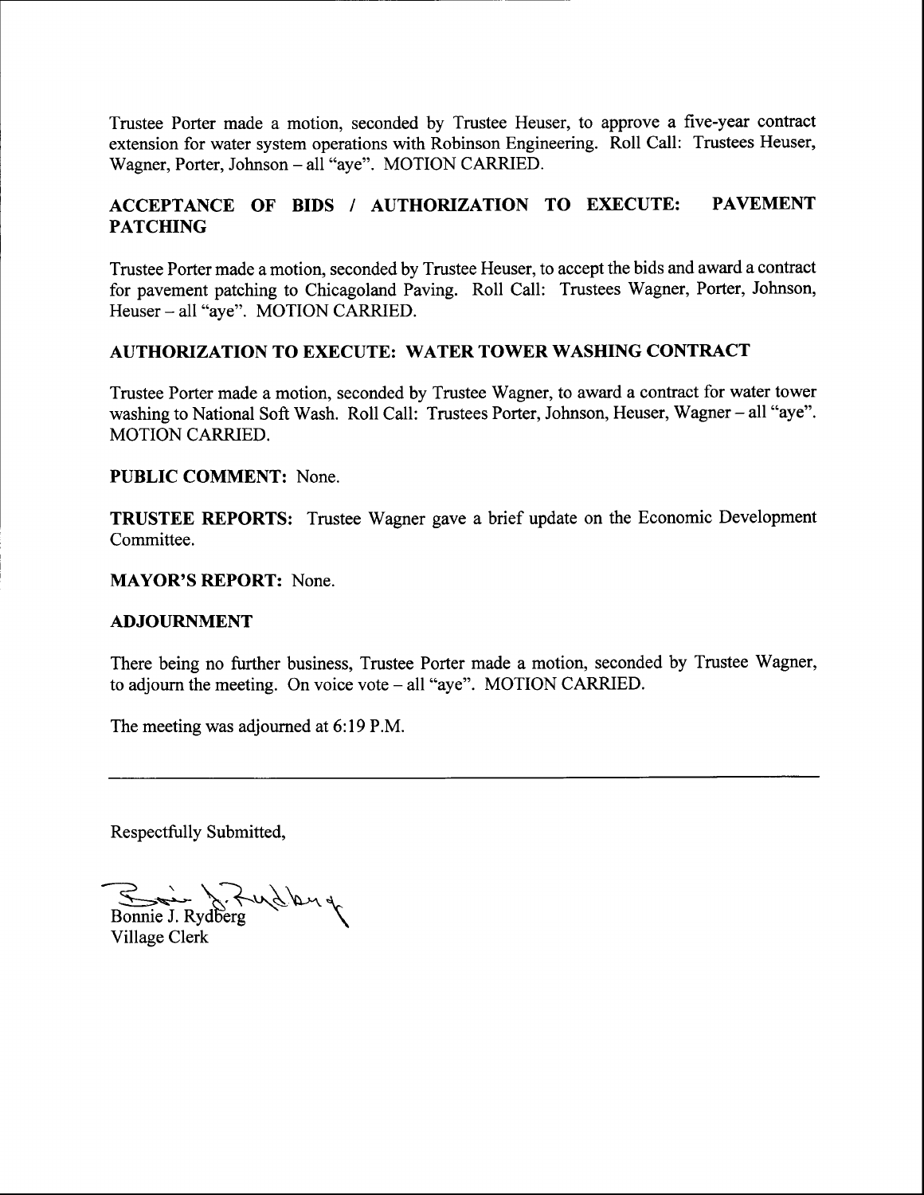Trustee Porter made a motion, seconded by Trustee Heuser, to approve a five-year contract extension for water system operations with Robinson Engineering. Roll Call: Trustees Heuser, Wagner, Porter, Johnson – all "aye". MOTION CARRIED.

## ACCEPTANCE OF BIDS / AUTHORIZATION TO EXECUTE: PAVEMENT PATCHING

Trustee Porter made a motion, seconded by Trustee Heuser, to accept the bids and award a contract for pavement patching to Chicagoland Paving. Roll Call: Trustees Wagner, Porter, Johnson, Heuser – all "aye". MOTION CARRIED.

## AUTHORIZATION TO EXECUTE: WATER TOWER WASHING CONTRACT

Trustee Porter made a motion, seconded by Trustee Wagner, to award a contract for water tower washing to National Soft Wash. Roll Call: Trustees Porter, Johnson, Heuser, Wagner – all "aye". MOTION CARRIED.

**PUBLIC COMMENT:** None.

**TRUSTEE REPORTS:** Trustee Wagner gave a brief update on the Economic Development Committee.

**MAYOR'S REPORT:** None.

## ADJOURNMENT

There being no further business, Trustee Porter made a motion, seconded by Trustee Wagner, to adjourn the meeting. On voice vote – all "aye". MOTION CARRIED.

The meeting was adjourned at 6:19 P.M.

---

Respectfully Submitted,

Bonnie J. Rydberg
Village Clerk